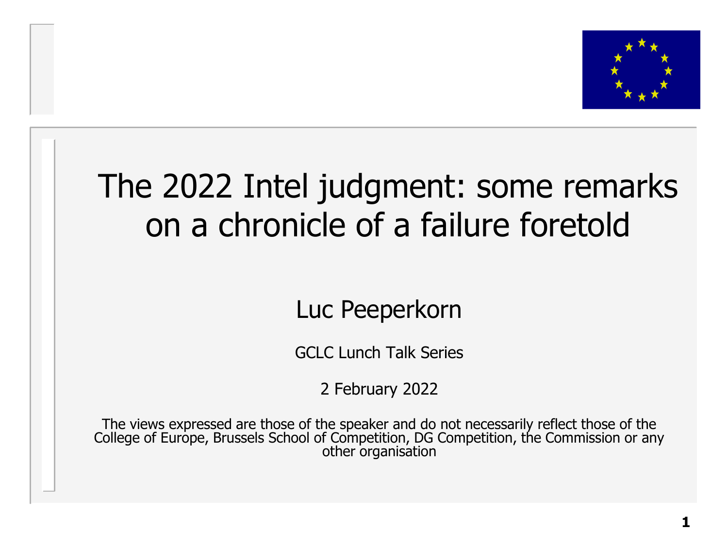# The 2022 Intel judgment: some remarks on a chronicle of a failure foretold

Luc Peeperkorn

GCLC Lunch Talk Series

2 February 2022

The views expressed are those of the speaker and do not necessarily reflect those of the College of Europe, Brussels School of Competition, DG Competition, the Commission or any other organisation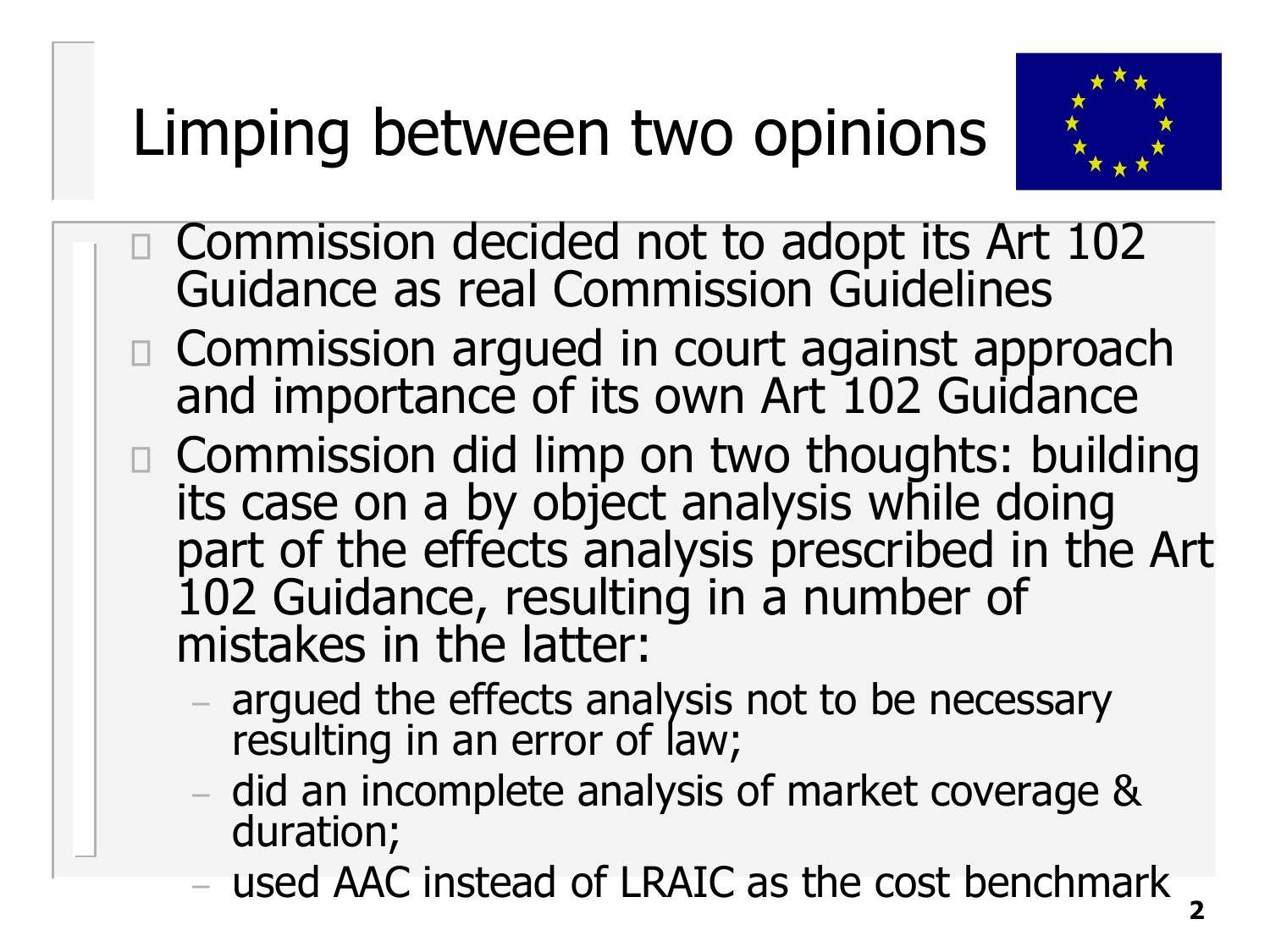# Limping between two opinions

- Commission decided not to adopt its Art 102 Guidance as real Commission Guidelines
- Commission argued in court against approach and importance of its own Art 102 Guidance
- Commission did limp on two thoughts: building its case on a by object analysis while doing part of the effects analysis prescribed in the Art 102 Guidance, resulting in a number of mistakes in the latter:
  - argued the effects analysis not to be necessary resulting in an error of law;
  - did an incomplete analysis of market coverage & duration;
  - used AAC instead of LRAIC as the cost benchmark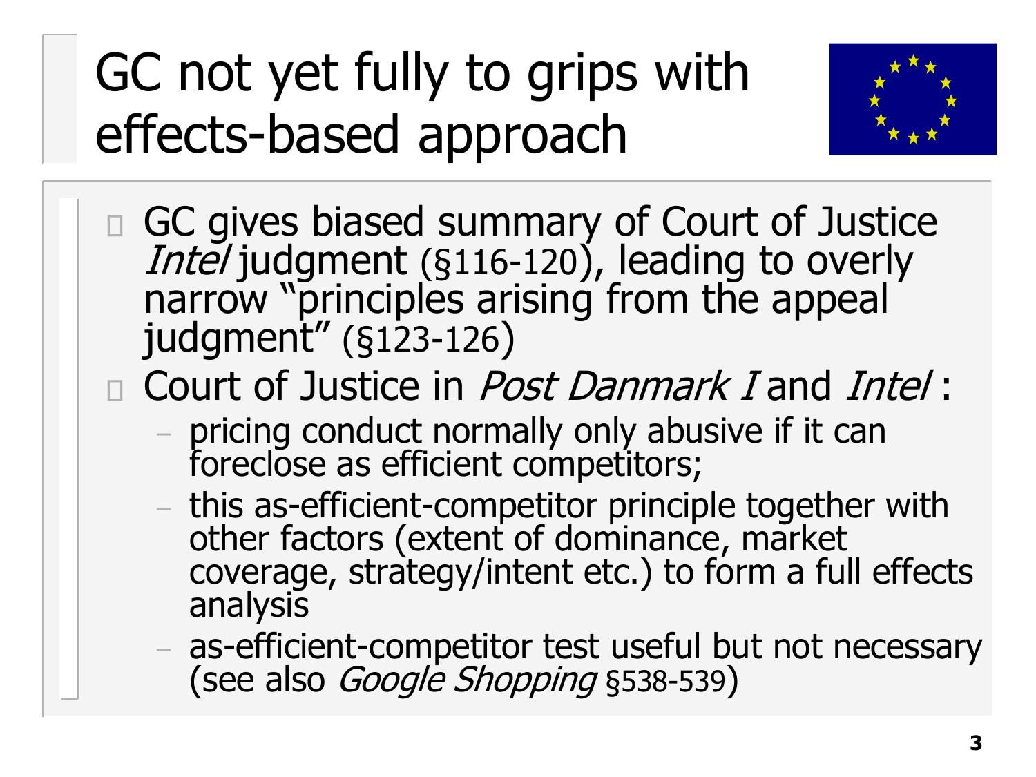# GC not yet fully to grips with effects-based approach

- GC gives biased summary of Court of Justice *Intel* judgment (§116-120), leading to overly narrow "principles arising from the appeal judgment" (§123-126)
- Court of Justice in *Post Danmark I* and *Intel* :
  - pricing conduct normally only abusive if it can foreclose as efficient competitors;
  - this as-efficient-competitor principle together with other factors (extent of dominance, market coverage, strategy/intent etc.) to form a full effects analysis
  - as-efficient-competitor test useful but not necessary (see also *Google Shopping* §538-539)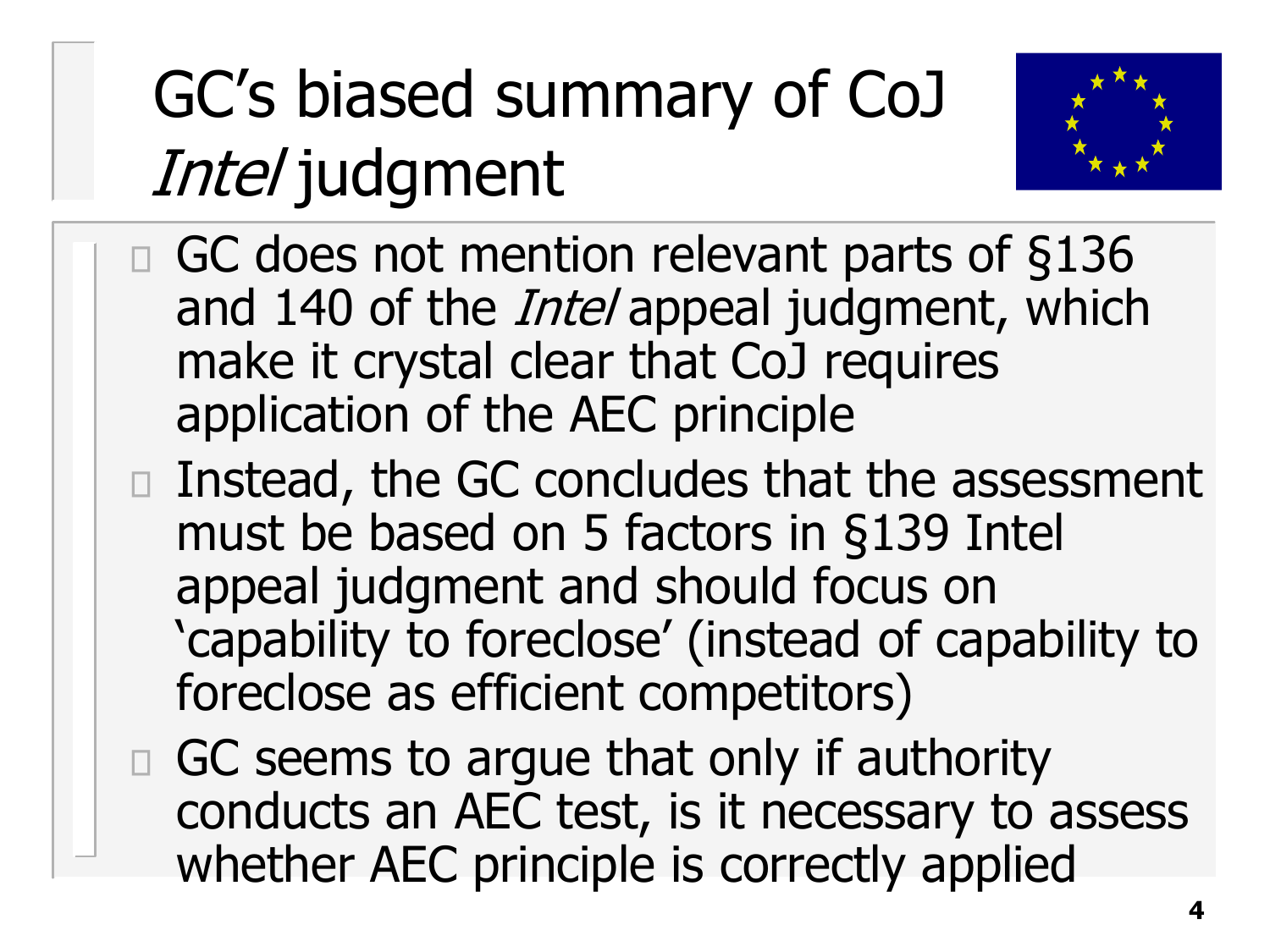# GC's biased summary of CoJ *Intel* judgment

- GC does not mention relevant parts of §136 and 140 of the *Intel* appeal judgment, which make it crystal clear that CoJ requires application of the AEC principle
- Instead, the GC concludes that the assessment must be based on 5 factors in §139 Intel appeal judgment and should focus on 'capability to foreclose' (instead of capability to foreclose as efficient competitors)
- GC seems to argue that only if authority conducts an AEC test, is it necessary to assess whether AEC principle is correctly applied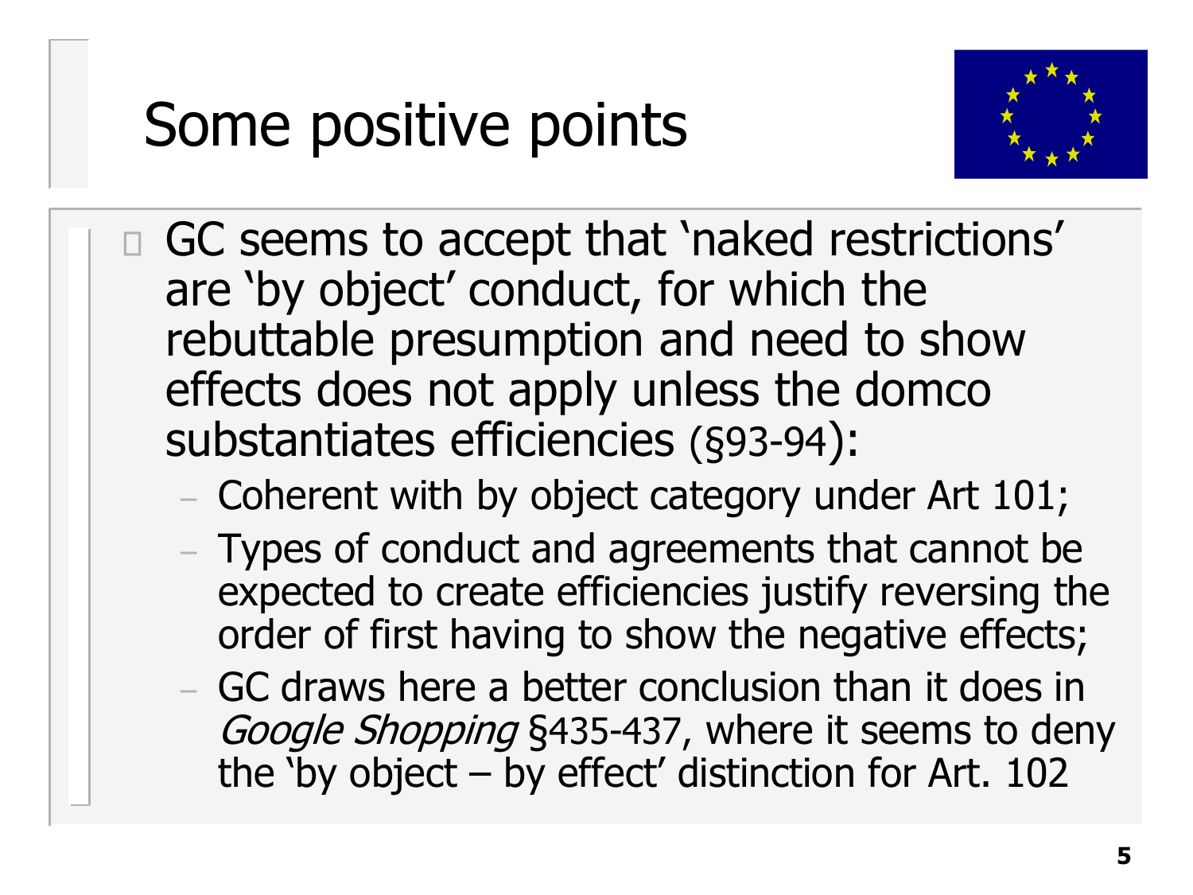# Some positive points

- GC seems to accept that 'naked restrictions' are 'by object' conduct, for which the rebuttable presumption and need to show effects does not apply unless the domco substantiates efficiencies (§93-94):
  - Coherent with by object category under Art 101;
  - Types of conduct and agreements that cannot be expected to create efficiencies justify reversing the order of first having to show the negative effects;
  - GC draws here a better conclusion than it does in *Google Shopping* §435-437, where it seems to deny the 'by object – by effect' distinction for Art. 102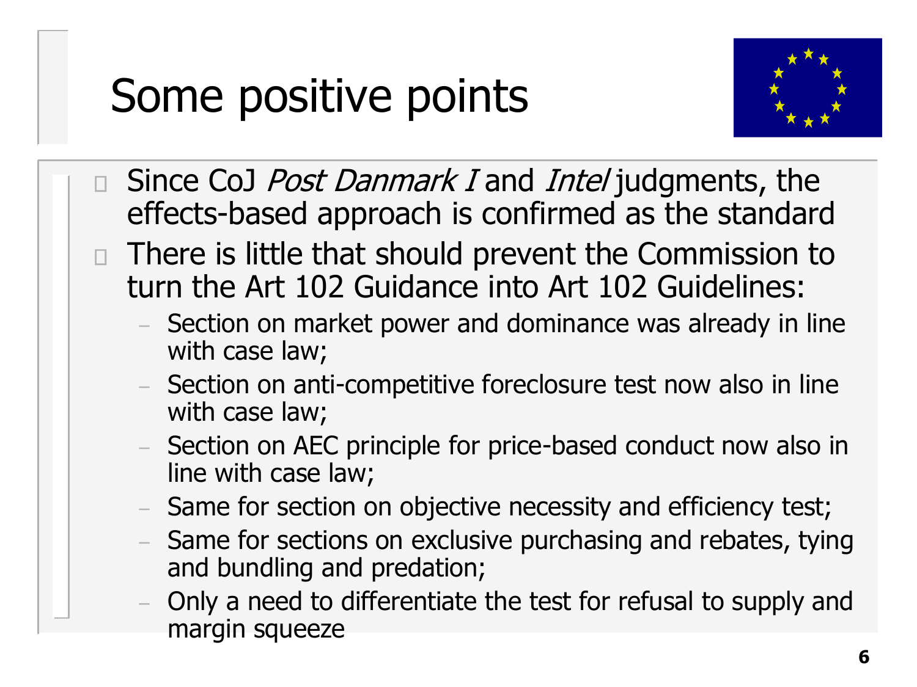# Some positive points

- Since CoJ *Post Danmark I* and *Intel* judgments, the effects-based approach is confirmed as the standard
- There is little that should prevent the Commission to turn the Art 102 Guidance into Art 102 Guidelines:
  - Section on market power and dominance was already in line with case law;
  - Section on anti-competitive foreclosure test now also in line with case law;
  - Section on AEC principle for price-based conduct now also in line with case law;
  - Same for section on objective necessity and efficiency test;
  - Same for sections on exclusive purchasing and rebates, tying and bundling and predation;
  - Only a need to differentiate the test for refusal to supply and margin squeeze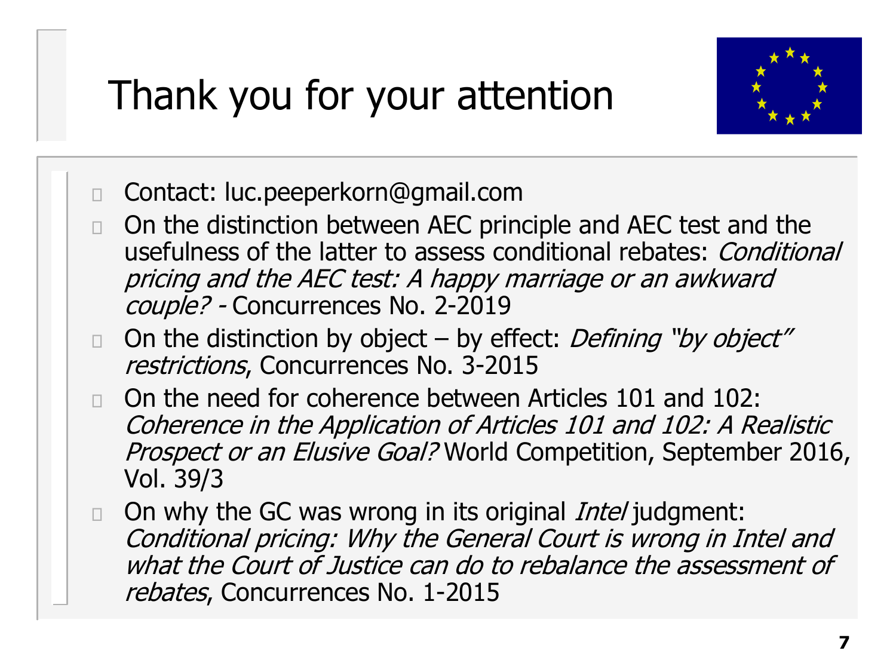# Thank you for your attention

- Contact: luc.peeperkorn@gmail.com
- On the distinction between AEC principle and AEC test and the usefulness of the latter to assess conditional rebates: *Conditional pricing and the AEC test: A happy marriage or an awkward couple? -* Concurrences No. 2-2019
- On the distinction by object – by effect: *Defining "by object" restrictions*, Concurrences No. 3-2015
- On the need for coherence between Articles 101 and 102: *Coherence in the Application of Articles 101 and 102: A Realistic Prospect or an Elusive Goal?* World Competition, September 2016, Vol. 39/3
- On why the GC was wrong in its original *Intel* judgment: *Conditional pricing: Why the General Court is wrong in Intel and what the Court of Justice can do to rebalance the assessment of rebates*, Concurrences No. 1-2015